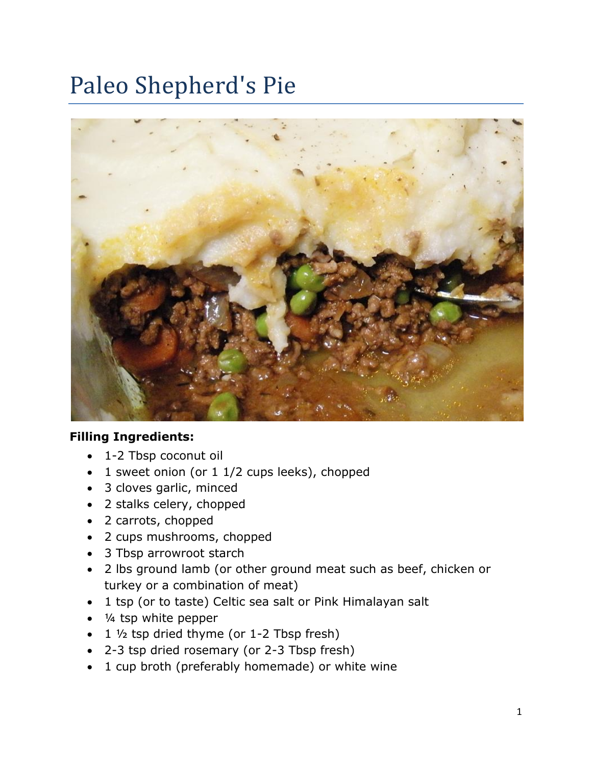# Paleo Shepherd's Pie

**Filling Ingredients:**

- 1-2 Tbsp coconut oil
- 1 sweet onion (or 1 1/2 cups leeks), chopped
- 3 cloves garlic, minced
- 2 stalks celery, chopped
- 2 carrots, chopped
- 2 cups mushrooms, chopped
- 3 Tbsp arrowroot starch
- 2 lbs ground lamb (or other ground meat such as beef, chicken or turkey or a combination of meat)
- 1 tsp (or to taste) Celtic sea salt or Pink Himalayan salt
- ¼ tsp white pepper
- 1 ½ tsp dried thyme (or 1-2 Tbsp fresh)
- 2-3 tsp dried rosemary (or 2-3 Tbsp fresh)
- 1 cup broth (preferably homemade) or white wine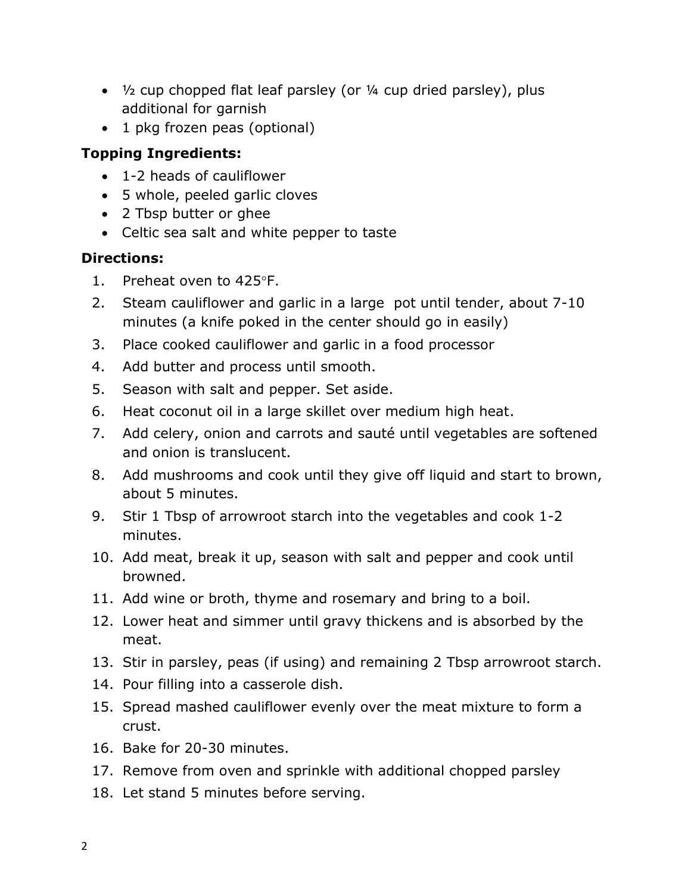- ½ cup chopped flat leaf parsley (or ¼ cup dried parsley), plus additional for garnish
- 1 pkg frozen peas (optional)

**Topping Ingredients:**

- 1-2 heads of cauliflower
- 5 whole, peeled garlic cloves
- 2 Tbsp butter or ghee
- Celtic sea salt and white pepper to taste

**Directions:**

1. Preheat oven to 425°F.
2. Steam cauliflower and garlic in a large pot until tender, about 7-10 minutes (a knife poked in the center should go in easily)
3. Place cooked cauliflower and garlic in a food processor
4. Add butter and process until smooth.
5. Season with salt and pepper. Set aside.
6. Heat coconut oil in a large skillet over medium high heat.
7. Add celery, onion and carrots and sauté until vegetables are softened and onion is translucent.
8. Add mushrooms and cook until they give off liquid and start to brown, about 5 minutes.
9. Stir 1 Tbsp of arrowroot starch into the vegetables and cook 1-2 minutes.
10. Add meat, break it up, season with salt and pepper and cook until browned.
11. Add wine or broth, thyme and rosemary and bring to a boil.
12. Lower heat and simmer until gravy thickens and is absorbed by the meat.
13. Stir in parsley, peas (if using) and remaining 2 Tbsp arrowroot starch.
14. Pour filling into a casserole dish.
15. Spread mashed cauliflower evenly over the meat mixture to form a crust.
16. Bake for 20-30 minutes.
17. Remove from oven and sprinkle with additional chopped parsley
18. Let stand 5 minutes before serving.